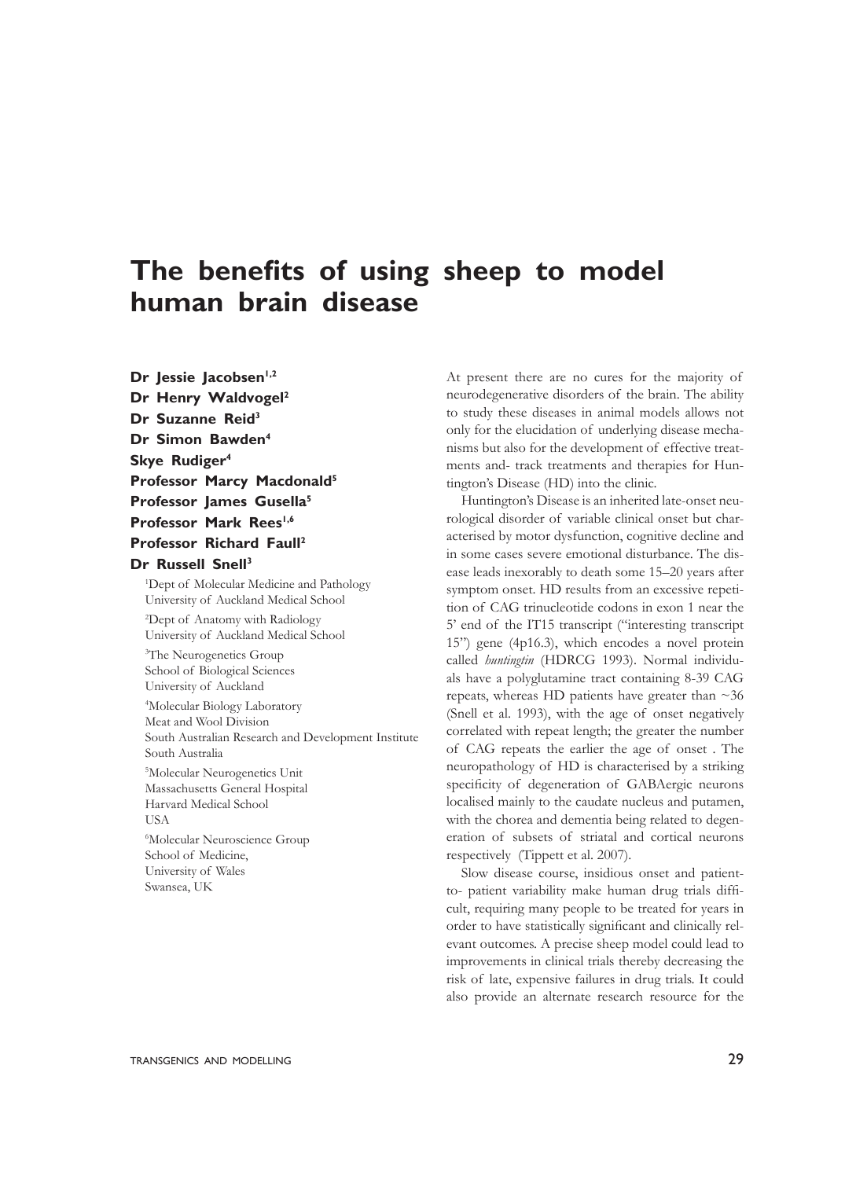# The benefits of using sheep to model human brain disease

**Dr Jessie Jacobsen[1,2]**
**Dr Henry Waldvogel[2]**
**Dr Suzanne Reid[3]**
**Dr Simon Bawden[4]**
**Skye Rudiger[4]**
**Professor Marcy Macdonald[5]**
**Professor James Gusella[5]**
**Professor Mark Rees[1,6]**
**Professor Richard Faull[2]**
**Dr Russell Snell[3]**

[1]Dept of Molecular Medicine and Pathology
University of Auckland Medical School

[2]Dept of Anatomy with Radiology
University of Auckland Medical School

[3]The Neurogenetics Group
School of Biological Sciences
University of Auckland

[4]Molecular Biology Laboratory
Meat and Wool Division
South Australian Research and Development Institute
South Australia

[5]Molecular Neurogenetics Unit
Massachusetts General Hospital
Harvard Medical School
USA

[6]Molecular Neuroscience Group
School of Medicine,
University of Wales
Swansea, UK

At present there are no cures for the majority of neurodegenerative disorders of the brain. The ability to study these diseases in animal models allows not only for the elucidation of underlying disease mechanisms but also for the development of effective treatments and- track treatments and therapies for Huntington's Disease (HD) into the clinic.

Huntington's Disease is an inherited late-onset neurological disorder of variable clinical onset but characterised by motor dysfunction, cognitive decline and in some cases severe emotional disturbance. The disease leads inexorably to death some 15–20 years after symptom onset. HD results from an excessive repetition of CAG trinucleotide codons in exon 1 near the 5' end of the IT15 transcript ("interesting transcript 15") gene (4p16.3), which encodes a novel protein called *huntingtin* (HDRCG 1993). Normal individuals have a polyglutamine tract containing 8-39 CAG repeats, whereas HD patients have greater than ~36 (Snell et al. 1993), with the age of onset negatively correlated with repeat length; the greater the number of CAG repeats the earlier the age of onset . The neuropathology of HD is characterised by a striking specificity of degeneration of GABAergic neurons localised mainly to the caudate nucleus and putamen, with the chorea and dementia being related to degeneration of subsets of striatal and cortical neurons respectively (Tippett et al. 2007).

Slow disease course, insidious onset and patient-to- patient variability make human drug trials difficult, requiring many people to be treated for years in order to have statistically significant and clinically relevant outcomes. A precise sheep model could lead to improvements in clinical trials thereby decreasing the risk of late, expensive failures in drug trials. It could also provide an alternate research resource for the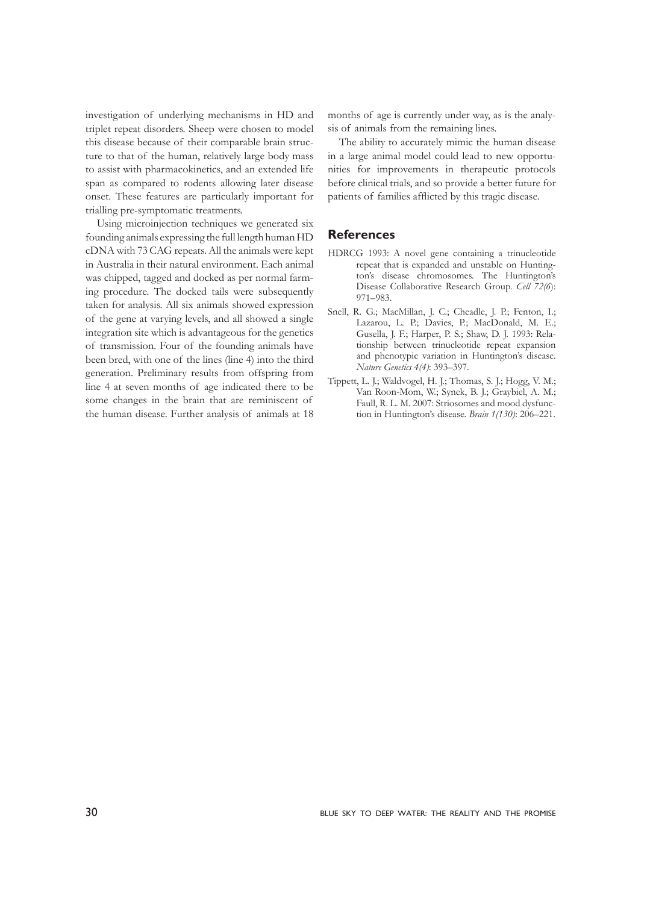investigation of underlying mechanisms in HD and triplet repeat disorders. Sheep were chosen to model this disease because of their comparable brain structure to that of the human, relatively large body mass to assist with pharmacokinetics, and an extended life span as compared to rodents allowing later disease onset. These features are particularly important for trialling pre-symptomatic treatments.

Using microinjection techniques we generated six founding animals expressing the full length human HD cDNA with 73 CAG repeats. All the animals were kept in Australia in their natural environment. Each animal was chipped, tagged and docked as per normal farming procedure. The docked tails were subsequently taken for analysis. All six animals showed expression of the gene at varying levels, and all showed a single integration site which is advantageous for the genetics of transmission. Four of the founding animals have been bred, with one of the lines (line 4) into the third generation. Preliminary results from offspring from line 4 at seven months of age indicated there to be some changes in the brain that are reminiscent of the human disease. Further analysis of animals at 18 months of age is currently under way, as is the analysis of animals from the remaining lines.

The ability to accurately mimic the human disease in a large animal model could lead to new opportunities for improvements in therapeutic protocols before clinical trials, and so provide a better future for patients of families afflicted by this tragic disease.

## References

HDRCG 1993: A novel gene containing a trinucleotide repeat that is expanded and unstable on Huntington's disease chromosomes. The Huntington's Disease Collaborative Research Group. *Cell 72(6)*: 971–983.

Snell, R. G.; MacMillan, J. C.; Cheadle, J. P.; Fenton, I.; Lazarou, L. P.; Davies, P.; MacDonald, M. E.; Gusella, J. F.; Harper, P. S.; Shaw, D. J. 1993: Relationship between trinucleotide repeat expansion and phenotypic variation in Huntington's disease. *Nature Genetics 4(4)*: 393–397.

Tippett, L. J.; Waldvogel, H. J.; Thomas, S. J.; Hogg, V. M.; Van Roon-Mom, W.; Synek, B. J.; Graybiel, A. M.; Faull, R. L. M. 2007: Striosomes and mood dysfunction in Huntington's disease. *Brain 1(130)*: 206–221.